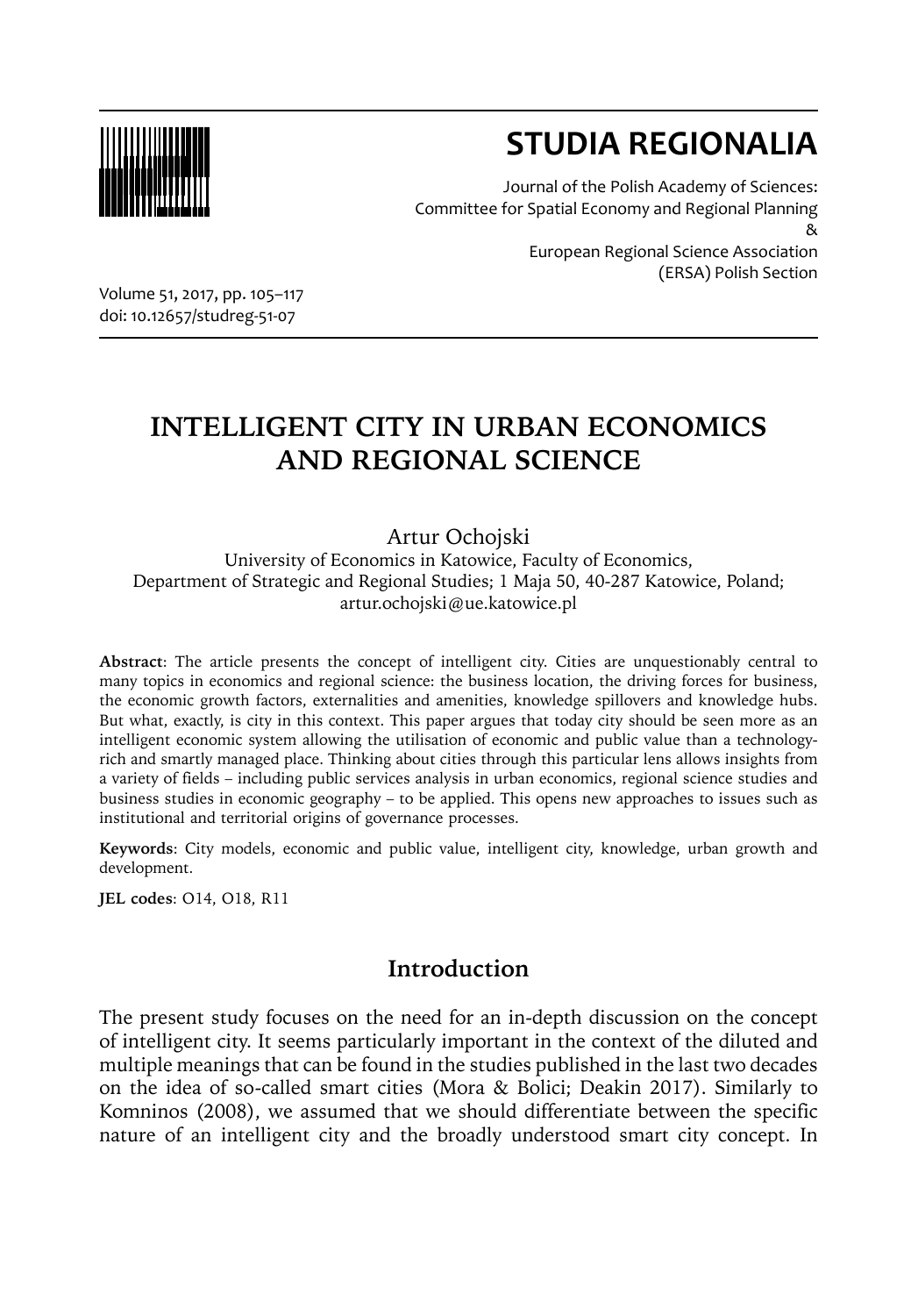# STUDIA REGIONALIA

Journal of the Polish Academy of Sciences:
Committee for Spatial Economy and Regional Planning
&
European Regional Science Association
(ERSA) Polish Section

Volume 51, 2017, pp. 105–117
doi: 10.12657/studreg-51-07

# INTELLIGENT CITY IN URBAN ECONOMICS AND REGIONAL SCIENCE

Artur Ochojski

University of Economics in Katowice, Faculty of Economics,
Department of Strategic and Regional Studies; 1 Maja 50, 40-287 Katowice, Poland;
artur.ochojski@ue.katowice.pl

**Abstract**: The article presents the concept of intelligent city. Cities are unquestionably central to many topics in economics and regional science: the business location, the driving forces for business, the economic growth factors, externalities and amenities, knowledge spillovers and knowledge hubs. But what, exactly, is city in this context. This paper argues that today city should be seen more as an intelligent economic system allowing the utilisation of economic and public value than a technology-rich and smartly managed place. Thinking about cities through this particular lens allows insights from a variety of fields – including public services analysis in urban economics, regional science studies and business studies in economic geography – to be applied. This opens new approaches to issues such as institutional and territorial origins of governance processes.

**Keywords**: City models, economic and public value, intelligent city, knowledge, urban growth and development.

**JEL codes**: O14, O18, R11

## Introduction

The present study focuses on the need for an in-depth discussion on the concept of intelligent city. It seems particularly important in the context of the diluted and multiple meanings that can be found in the studies published in the last two decades on the idea of so-called smart cities (Mora & Bolici; Deakin 2017). Similarly to Komninos (2008), we assumed that we should differentiate between the specific nature of an intelligent city and the broadly understood smart city concept. In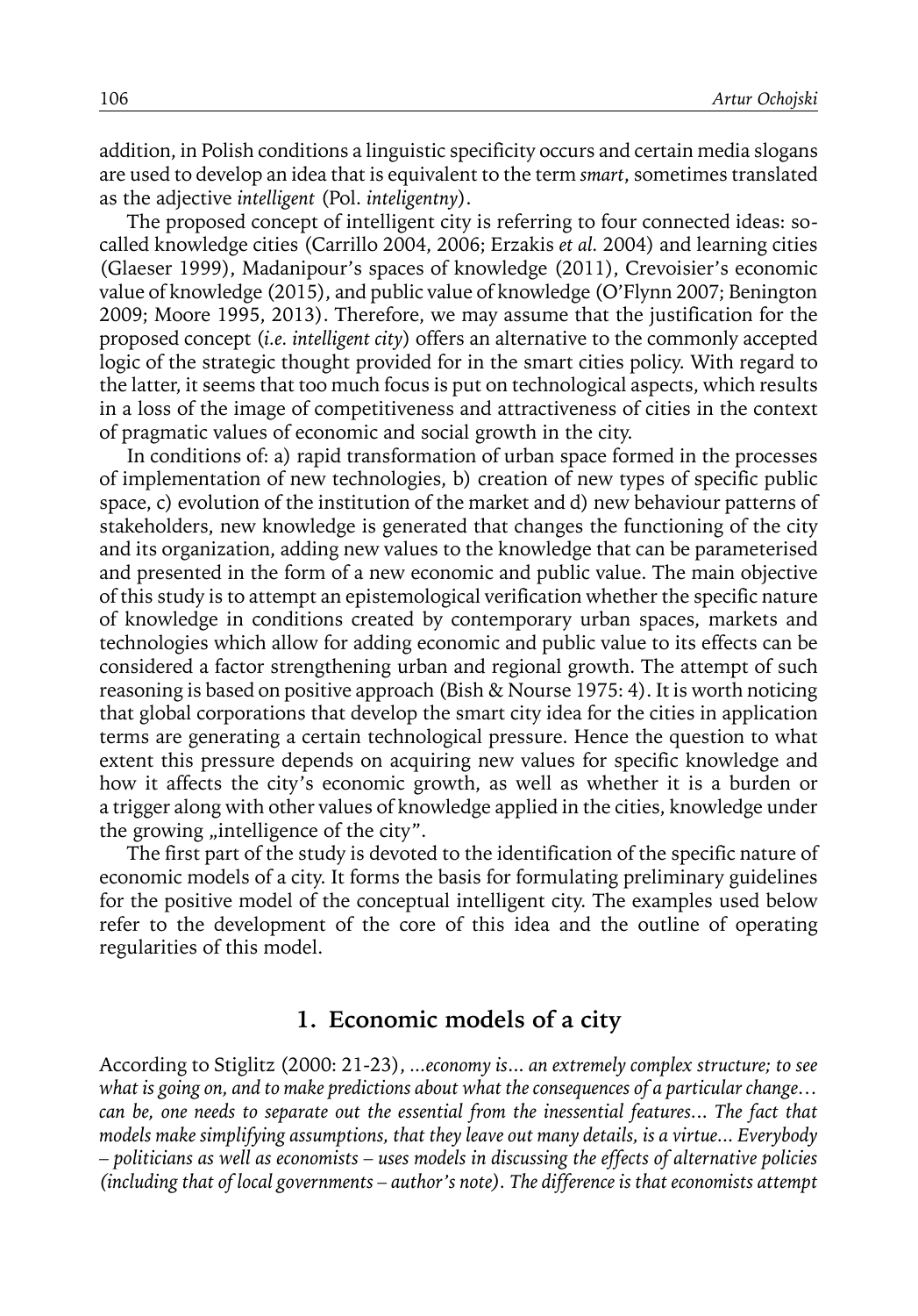addition, in Polish conditions a linguistic specificity occurs and certain media slogans are used to develop an idea that is equivalent to the term *smart*, sometimes translated as the adjective *intelligent* (Pol. *inteligentny*).

The proposed concept of intelligent city is referring to four connected ideas: so-called knowledge cities (Carrillo 2004, 2006; Erzakis *et al.* 2004) and learning cities (Glaeser 1999), Madanipour's spaces of knowledge (2011), Crevoisier's economic value of knowledge (2015), and public value of knowledge (O'Flynn 2007; Benington 2009; Moore 1995, 2013). Therefore, we may assume that the justification for the proposed concept (*i.e. intelligent city*) offers an alternative to the commonly accepted logic of the strategic thought provided for in the smart cities policy. With regard to the latter, it seems that too much focus is put on technological aspects, which results in a loss of the image of competitiveness and attractiveness of cities in the context of pragmatic values of economic and social growth in the city.

In conditions of: a) rapid transformation of urban space formed in the processes of implementation of new technologies, b) creation of new types of specific public space, c) evolution of the institution of the market and d) new behaviour patterns of stakeholders, new knowledge is generated that changes the functioning of the city and its organization, adding new values to the knowledge that can be parameterised and presented in the form of a new economic and public value. The main objective of this study is to attempt an epistemological verification whether the specific nature of knowledge in conditions created by contemporary urban spaces, markets and technologies which allow for adding economic and public value to its effects can be considered a factor strengthening urban and regional growth. The attempt of such reasoning is based on positive approach (Bish & Nourse 1975: 4). It is worth noticing that global corporations that develop the smart city idea for the cities in application terms are generating a certain technological pressure. Hence the question to what extent this pressure depends on acquiring new values for specific knowledge and how it affects the city's economic growth, as well as whether it is a burden or a trigger along with other values of knowledge applied in the cities, knowledge under the growing „intelligence of the city".

The first part of the study is devoted to the identification of the specific nature of economic models of a city. It forms the basis for formulating preliminary guidelines for the positive model of the conceptual intelligent city. The examples used below refer to the development of the core of this idea and the outline of operating regularities of this model.

## 1. Economic models of a city

According to Stiglitz (2000: 21-23), *...economy is... an extremely complex structure; to see what is going on, and to make predictions about what the consequences of a particular change… can be, one needs to separate out the essential from the inessential features... The fact that models make simplifying assumptions, that they leave out many details, is a virtue... Everybody – politicians as well as economists – uses models in discussing the effects of alternative policies (including that of local governments – author's note). The difference is that economists attempt*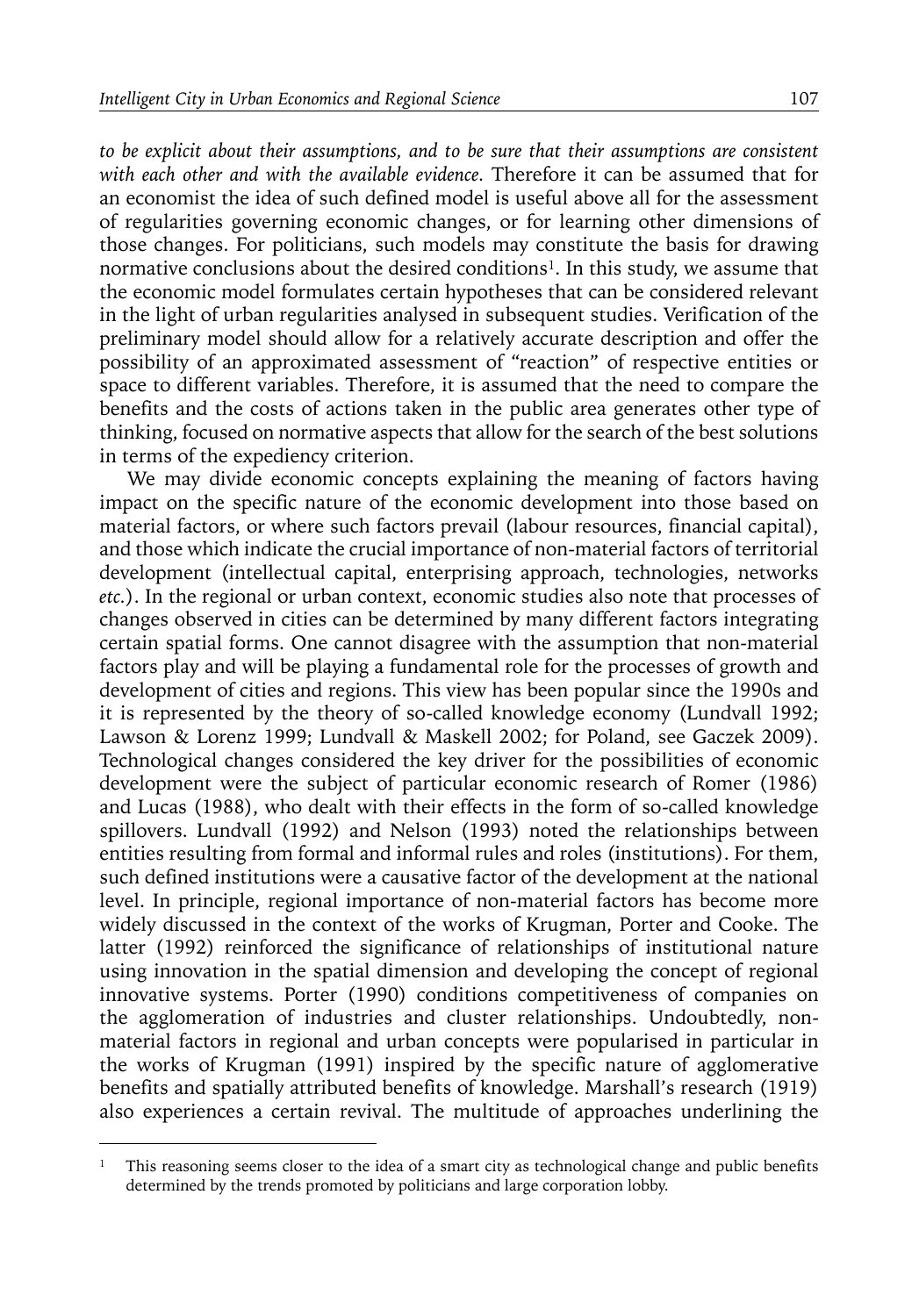*to be explicit about their assumptions, and to be sure that their assumptions are consistent with each other and with the available evidence.* Therefore it can be assumed that for an economist the idea of such defined model is useful above all for the assessment of regularities governing economic changes, or for learning other dimensions of those changes. For politicians, such models may constitute the basis for drawing normative conclusions about the desired conditions[1]. In this study, we assume that the economic model formulates certain hypotheses that can be considered relevant in the light of urban regularities analysed in subsequent studies. Verification of the preliminary model should allow for a relatively accurate description and offer the possibility of an approximated assessment of "reaction" of respective entities or space to different variables. Therefore, it is assumed that the need to compare the benefits and the costs of actions taken in the public area generates other type of thinking, focused on normative aspects that allow for the search of the best solutions in terms of the expediency criterion.

We may divide economic concepts explaining the meaning of factors having impact on the specific nature of the economic development into those based on material factors, or where such factors prevail (labour resources, financial capital), and those which indicate the crucial importance of non-material factors of territorial development (intellectual capital, enterprising approach, technologies, networks *etc.*). In the regional or urban context, economic studies also note that processes of changes observed in cities can be determined by many different factors integrating certain spatial forms. One cannot disagree with the assumption that non-material factors play and will be playing a fundamental role for the processes of growth and development of cities and regions. This view has been popular since the 1990s and it is represented by the theory of so-called knowledge economy (Lundvall 1992; Lawson & Lorenz 1999; Lundvall & Maskell 2002; for Poland, see Gaczek 2009). Technological changes considered the key driver for the possibilities of economic development were the subject of particular economic research of Romer (1986) and Lucas (1988), who dealt with their effects in the form of so-called knowledge spillovers. Lundvall (1992) and Nelson (1993) noted the relationships between entities resulting from formal and informal rules and roles (institutions). For them, such defined institutions were a causative factor of the development at the national level. In principle, regional importance of non-material factors has become more widely discussed in the context of the works of Krugman, Porter and Cooke. The latter (1992) reinforced the significance of relationships of institutional nature using innovation in the spatial dimension and developing the concept of regional innovative systems. Porter (1990) conditions competitiveness of companies on the agglomeration of industries and cluster relationships. Undoubtedly, non-material factors in regional and urban concepts were popularised in particular in the works of Krugman (1991) inspired by the specific nature of agglomerative benefits and spatially attributed benefits of knowledge. Marshall's research (1919) also experiences a certain revival. The multitude of approaches underlining the

---

[1] This reasoning seems closer to the idea of a smart city as technological change and public benefits determined by the trends promoted by politicians and large corporation lobby.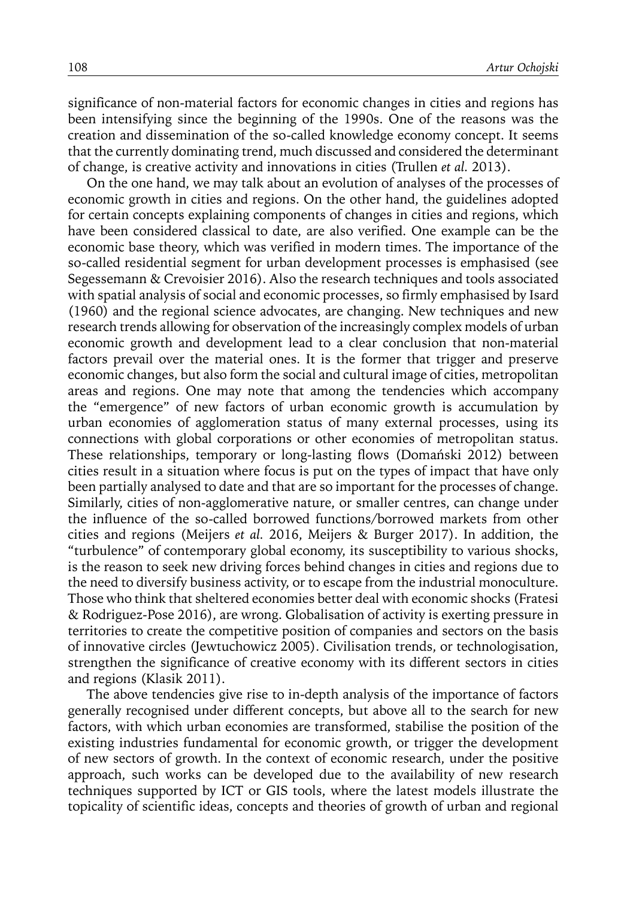significance of non-material factors for economic changes in cities and regions has been intensifying since the beginning of the 1990s. One of the reasons was the creation and dissemination of the so-called knowledge economy concept. It seems that the currently dominating trend, much discussed and considered the determinant of change, is creative activity and innovations in cities (Trullen *et al.* 2013).

On the one hand, we may talk about an evolution of analyses of the processes of economic growth in cities and regions. On the other hand, the guidelines adopted for certain concepts explaining components of changes in cities and regions, which have been considered classical to date, are also verified. One example can be the economic base theory, which was verified in modern times. The importance of the so-called residential segment for urban development processes is emphasised (see Segessemann & Crevoisier 2016). Also the research techniques and tools associated with spatial analysis of social and economic processes, so firmly emphasised by Isard (1960) and the regional science advocates, are changing. New techniques and new research trends allowing for observation of the increasingly complex models of urban economic growth and development lead to a clear conclusion that non-material factors prevail over the material ones. It is the former that trigger and preserve economic changes, but also form the social and cultural image of cities, metropolitan areas and regions. One may note that among the tendencies which accompany the "emergence" of new factors of urban economic growth is accumulation by urban economies of agglomeration status of many external processes, using its connections with global corporations or other economies of metropolitan status. These relationships, temporary or long-lasting flows (Domański 2012) between cities result in a situation where focus is put on the types of impact that have only been partially analysed to date and that are so important for the processes of change. Similarly, cities of non-agglomerative nature, or smaller centres, can change under the influence of the so-called borrowed functions/borrowed markets from other cities and regions (Meijers *et al.* 2016, Meijers & Burger 2017). In addition, the "turbulence" of contemporary global economy, its susceptibility to various shocks, is the reason to seek new driving forces behind changes in cities and regions due to the need to diversify business activity, or to escape from the industrial monoculture. Those who think that sheltered economies better deal with economic shocks (Fratesi & Rodriguez-Pose 2016), are wrong. Globalisation of activity is exerting pressure in territories to create the competitive position of companies and sectors on the basis of innovative circles (Jewtuchowicz 2005). Civilisation trends, or technologisation, strengthen the significance of creative economy with its different sectors in cities and regions (Klasik 2011).

The above tendencies give rise to in-depth analysis of the importance of factors generally recognised under different concepts, but above all to the search for new factors, with which urban economies are transformed, stabilise the position of the existing industries fundamental for economic growth, or trigger the development of new sectors of growth. In the context of economic research, under the positive approach, such works can be developed due to the availability of new research techniques supported by ICT or GIS tools, where the latest models illustrate the topicality of scientific ideas, concepts and theories of growth of urban and regional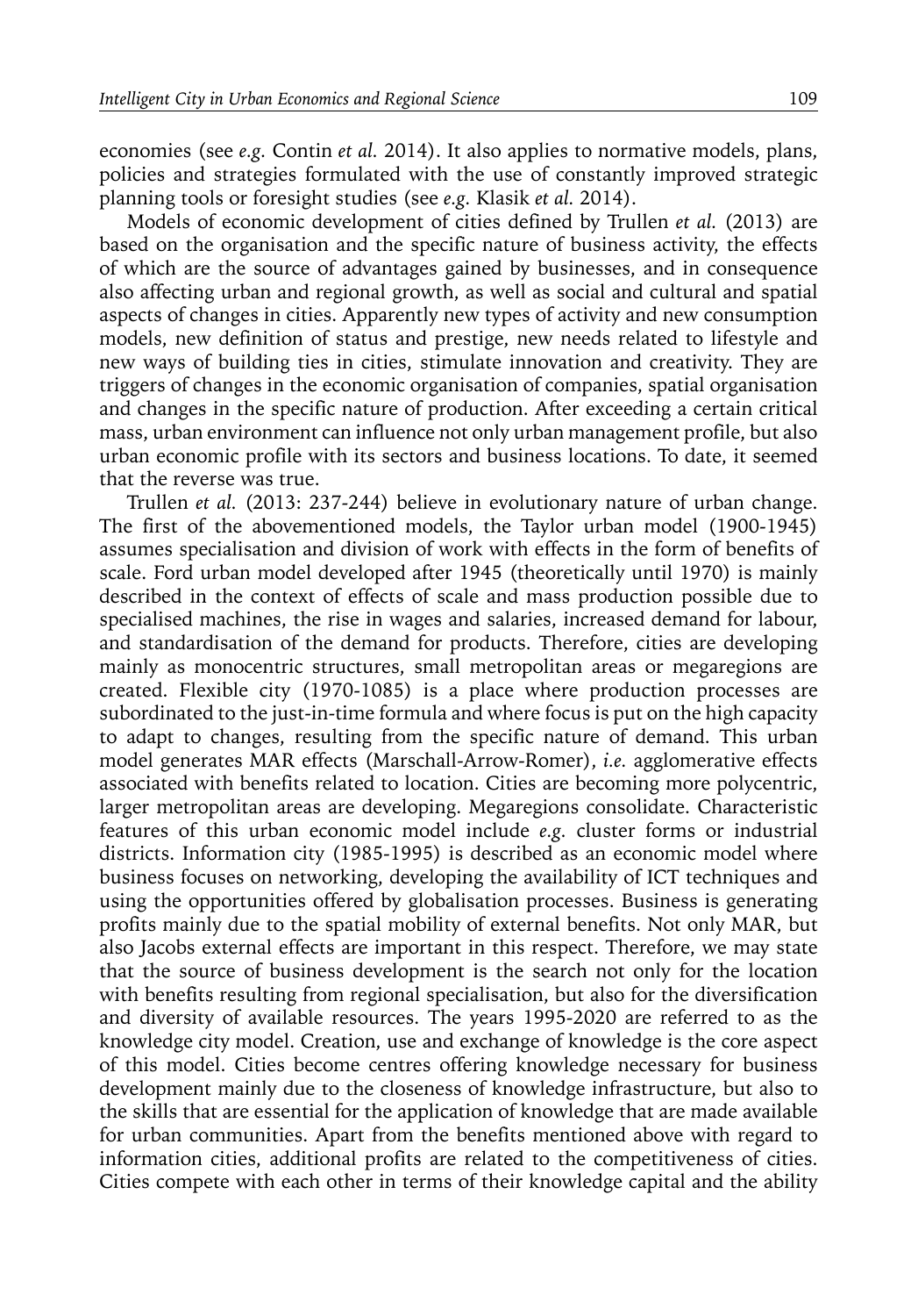economies (see *e.g.* Contin *et al.* 2014). It also applies to normative models, plans, policies and strategies formulated with the use of constantly improved strategic planning tools or foresight studies (see *e.g.* Klasik *et al.* 2014).

Models of economic development of cities defined by Trullen *et al.* (2013) are based on the organisation and the specific nature of business activity, the effects of which are the source of advantages gained by businesses, and in consequence also affecting urban and regional growth, as well as social and cultural and spatial aspects of changes in cities. Apparently new types of activity and new consumption models, new definition of status and prestige, new needs related to lifestyle and new ways of building ties in cities, stimulate innovation and creativity. They are triggers of changes in the economic organisation of companies, spatial organisation and changes in the specific nature of production. After exceeding a certain critical mass, urban environment can influence not only urban management profile, but also urban economic profile with its sectors and business locations. To date, it seemed that the reverse was true.

Trullen *et al.* (2013: 237-244) believe in evolutionary nature of urban change. The first of the abovementioned models, the Taylor urban model (1900-1945) assumes specialisation and division of work with effects in the form of benefits of scale. Ford urban model developed after 1945 (theoretically until 1970) is mainly described in the context of effects of scale and mass production possible due to specialised machines, the rise in wages and salaries, increased demand for labour, and standardisation of the demand for products. Therefore, cities are developing mainly as monocentric structures, small metropolitan areas or megaregions are created. Flexible city (1970-1085) is a place where production processes are subordinated to the just-in-time formula and where focus is put on the high capacity to adapt to changes, resulting from the specific nature of demand. This urban model generates MAR effects (Marschall-Arrow-Romer), *i.e.* agglomerative effects associated with benefits related to location. Cities are becoming more polycentric, larger metropolitan areas are developing. Megaregions consolidate. Characteristic features of this urban economic model include *e.g.* cluster forms or industrial districts. Information city (1985-1995) is described as an economic model where business focuses on networking, developing the availability of ICT techniques and using the opportunities offered by globalisation processes. Business is generating profits mainly due to the spatial mobility of external benefits. Not only MAR, but also Jacobs external effects are important in this respect. Therefore, we may state that the source of business development is the search not only for the location with benefits resulting from regional specialisation, but also for the diversification and diversity of available resources. The years 1995-2020 are referred to as the knowledge city model. Creation, use and exchange of knowledge is the core aspect of this model. Cities become centres offering knowledge necessary for business development mainly due to the closeness of knowledge infrastructure, but also to the skills that are essential for the application of knowledge that are made available for urban communities. Apart from the benefits mentioned above with regard to information cities, additional profits are related to the competitiveness of cities. Cities compete with each other in terms of their knowledge capital and the ability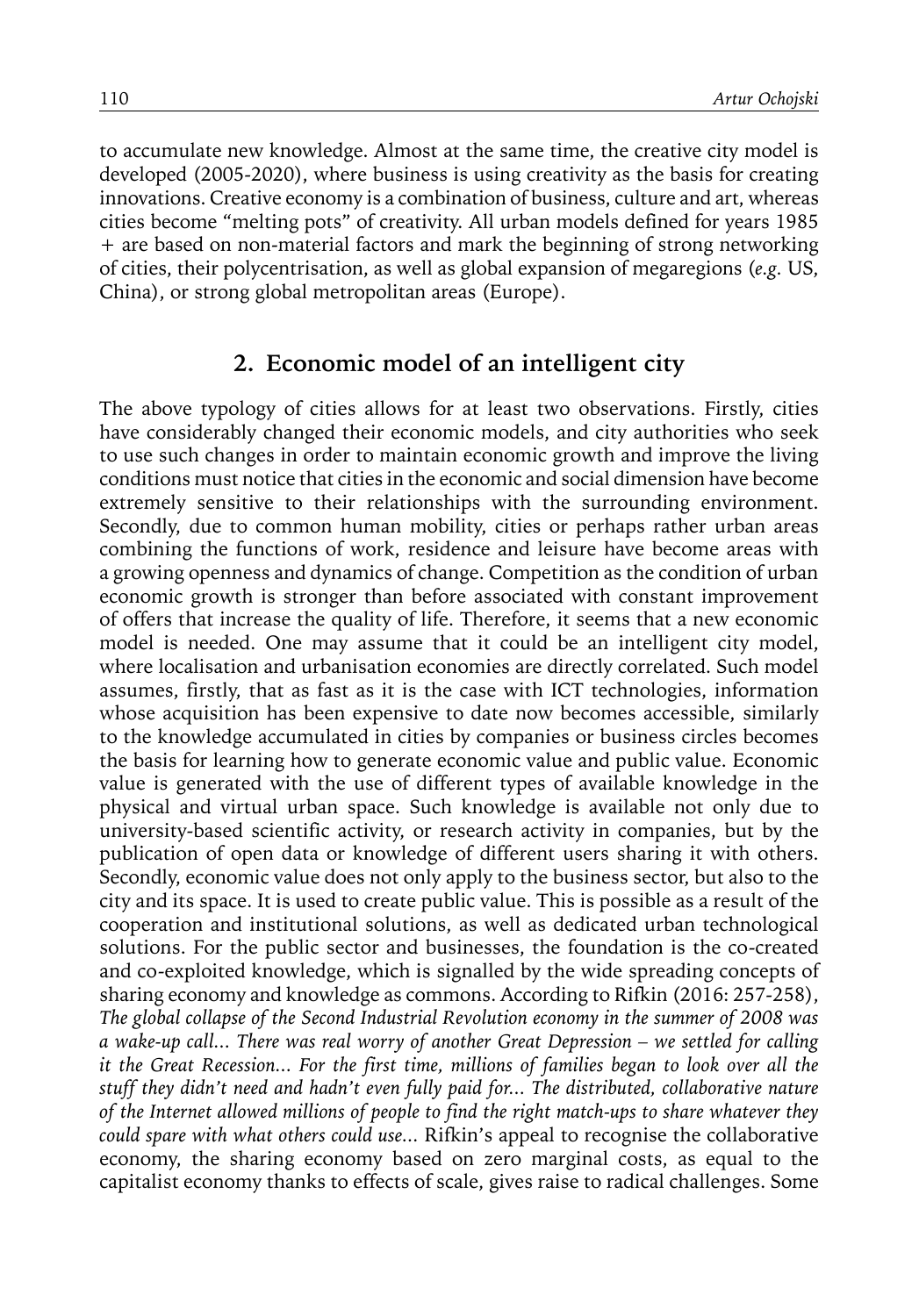to accumulate new knowledge. Almost at the same time, the creative city model is developed (2005-2020), where business is using creativity as the basis for creating innovations. Creative economy is a combination of business, culture and art, whereas cities become "melting pots" of creativity. All urban models defined for years 1985 + are based on non-material factors and mark the beginning of strong networking of cities, their polycentrisation, as well as global expansion of megaregions (*e.g.* US, China), or strong global metropolitan areas (Europe).

## 2. Economic model of an intelligent city

The above typology of cities allows for at least two observations. Firstly, cities have considerably changed their economic models, and city authorities who seek to use such changes in order to maintain economic growth and improve the living conditions must notice that cities in the economic and social dimension have become extremely sensitive to their relationships with the surrounding environment. Secondly, due to common human mobility, cities or perhaps rather urban areas combining the functions of work, residence and leisure have become areas with a growing openness and dynamics of change. Competition as the condition of urban economic growth is stronger than before associated with constant improvement of offers that increase the quality of life. Therefore, it seems that a new economic model is needed. One may assume that it could be an intelligent city model, where localisation and urbanisation economies are directly correlated. Such model assumes, firstly, that as fast as it is the case with ICT technologies, information whose acquisition has been expensive to date now becomes accessible, similarly to the knowledge accumulated in cities by companies or business circles becomes the basis for learning how to generate economic value and public value. Economic value is generated with the use of different types of available knowledge in the physical and virtual urban space. Such knowledge is available not only due to university-based scientific activity, or research activity in companies, but by the publication of open data or knowledge of different users sharing it with others. Secondly, economic value does not only apply to the business sector, but also to the city and its space. It is used to create public value. This is possible as a result of the cooperation and institutional solutions, as well as dedicated urban technological solutions. For the public sector and businesses, the foundation is the co-created and co-exploited knowledge, which is signalled by the wide spreading concepts of sharing economy and knowledge as commons. According to Rifkin (2016: 257-258), *The global collapse of the Second Industrial Revolution economy in the summer of 2008 was a wake-up call... There was real worry of another Great Depression – we settled for calling it the Great Recession... For the first time, millions of families began to look over all the stuff they didn't need and hadn't even fully paid for... The distributed, collaborative nature of the Internet allowed millions of people to find the right match-ups to share whatever they could spare with what others could use...* Rifkin's appeal to recognise the collaborative economy, the sharing economy based on zero marginal costs, as equal to the capitalist economy thanks to effects of scale, gives raise to radical challenges. Some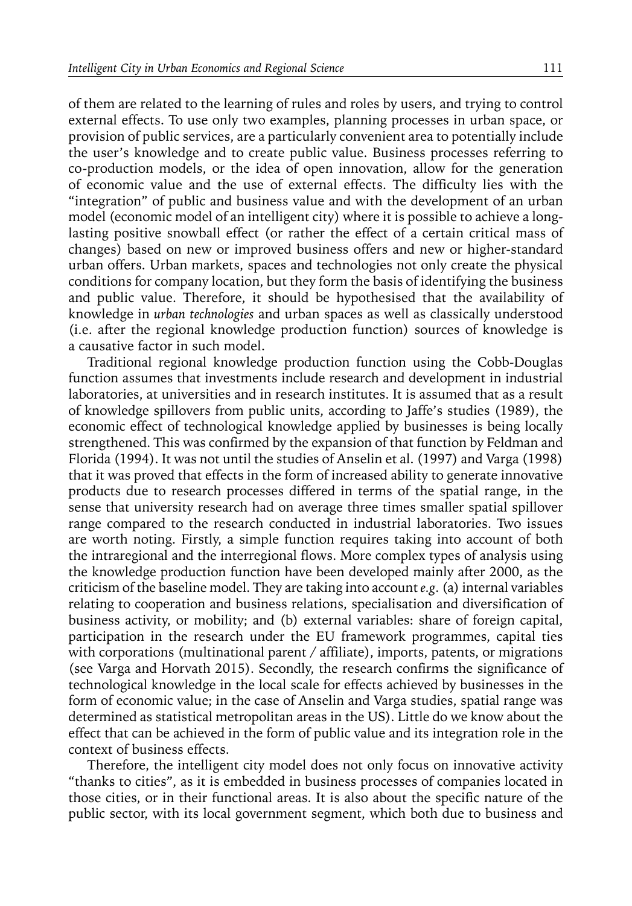of them are related to the learning of rules and roles by users, and trying to control external effects. To use only two examples, planning processes in urban space, or provision of public services, are a particularly convenient area to potentially include the user's knowledge and to create public value. Business processes referring to co-production models, or the idea of open innovation, allow for the generation of economic value and the use of external effects. The difficulty lies with the "integration" of public and business value and with the development of an urban model (economic model of an intelligent city) where it is possible to achieve a long-lasting positive snowball effect (or rather the effect of a certain critical mass of changes) based on new or improved business offers and new or higher-standard urban offers. Urban markets, spaces and technologies not only create the physical conditions for company location, but they form the basis of identifying the business and public value. Therefore, it should be hypothesised that the availability of knowledge in *urban technologies* and urban spaces as well as classically understood (i.e. after the regional knowledge production function) sources of knowledge is a causative factor in such model.

Traditional regional knowledge production function using the Cobb-Douglas function assumes that investments include research and development in industrial laboratories, at universities and in research institutes. It is assumed that as a result of knowledge spillovers from public units, according to Jaffe's studies (1989), the economic effect of technological knowledge applied by businesses is being locally strengthened. This was confirmed by the expansion of that function by Feldman and Florida (1994). It was not until the studies of Anselin et al. (1997) and Varga (1998) that it was proved that effects in the form of increased ability to generate innovative products due to research processes differed in terms of the spatial range, in the sense that university research had on average three times smaller spatial spillover range compared to the research conducted in industrial laboratories. Two issues are worth noting. Firstly, a simple function requires taking into account of both the intraregional and the interregional flows. More complex types of analysis using the knowledge production function have been developed mainly after 2000, as the criticism of the baseline model. They are taking into account *e.g.* (a) internal variables relating to cooperation and business relations, specialisation and diversification of business activity, or mobility; and (b) external variables: share of foreign capital, participation in the research under the EU framework programmes, capital ties with corporations (multinational parent / affiliate), imports, patents, or migrations (see Varga and Horvath 2015). Secondly, the research confirms the significance of technological knowledge in the local scale for effects achieved by businesses in the form of economic value; in the case of Anselin and Varga studies, spatial range was determined as statistical metropolitan areas in the US). Little do we know about the effect that can be achieved in the form of public value and its integration role in the context of business effects.

Therefore, the intelligent city model does not only focus on innovative activity "thanks to cities", as it is embedded in business processes of companies located in those cities, or in their functional areas. It is also about the specific nature of the public sector, with its local government segment, which both due to business and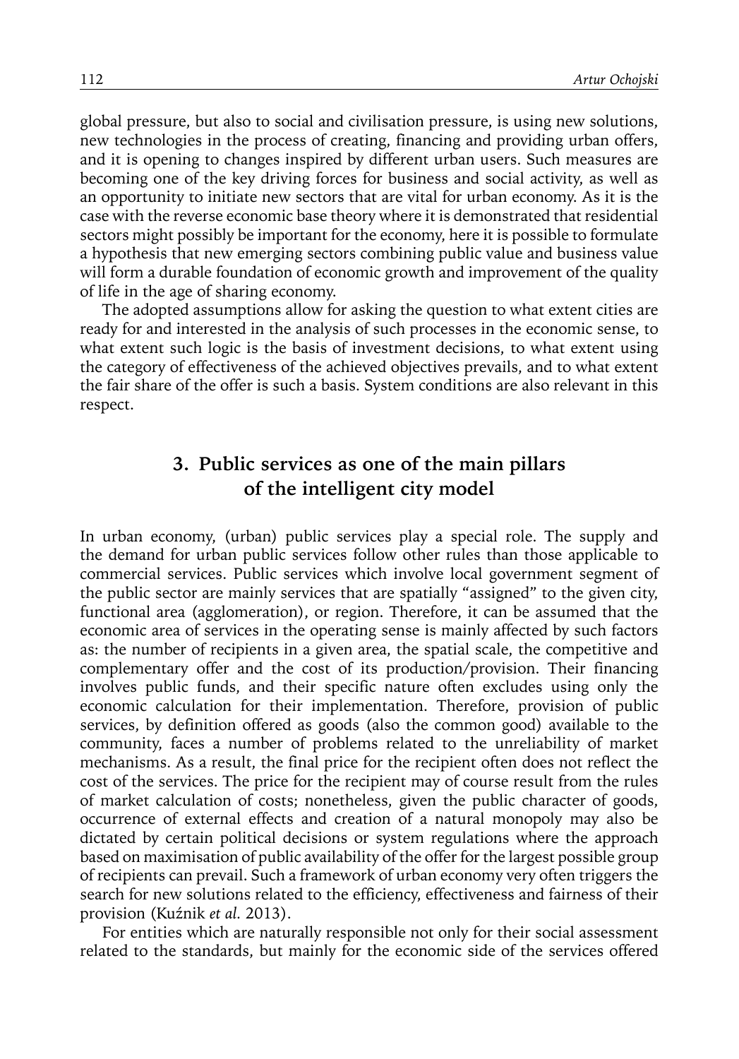global pressure, but also to social and civilisation pressure, is using new solutions, new technologies in the process of creating, financing and providing urban offers, and it is opening to changes inspired by different urban users. Such measures are becoming one of the key driving forces for business and social activity, as well as an opportunity to initiate new sectors that are vital for urban economy. As it is the case with the reverse economic base theory where it is demonstrated that residential sectors might possibly be important for the economy, here it is possible to formulate a hypothesis that new emerging sectors combining public value and business value will form a durable foundation of economic growth and improvement of the quality of life in the age of sharing economy.

The adopted assumptions allow for asking the question to what extent cities are ready for and interested in the analysis of such processes in the economic sense, to what extent such logic is the basis of investment decisions, to what extent using the category of effectiveness of the achieved objectives prevails, and to what extent the fair share of the offer is such a basis. System conditions are also relevant in this respect.

## 3. Public services as one of the main pillars of the intelligent city model

In urban economy, (urban) public services play a special role. The supply and the demand for urban public services follow other rules than those applicable to commercial services. Public services which involve local government segment of the public sector are mainly services that are spatially "assigned" to the given city, functional area (agglomeration), or region. Therefore, it can be assumed that the economic area of services in the operating sense is mainly affected by such factors as: the number of recipients in a given area, the spatial scale, the competitive and complementary offer and the cost of its production/provision. Their financing involves public funds, and their specific nature often excludes using only the economic calculation for their implementation. Therefore, provision of public services, by definition offered as goods (also the common good) available to the community, faces a number of problems related to the unreliability of market mechanisms. As a result, the final price for the recipient often does not reflect the cost of the services. The price for the recipient may of course result from the rules of market calculation of costs; nonetheless, given the public character of goods, occurrence of external effects and creation of a natural monopoly may also be dictated by certain political decisions or system regulations where the approach based on maximisation of public availability of the offer for the largest possible group of recipients can prevail. Such a framework of urban economy very often triggers the search for new solutions related to the efficiency, effectiveness and fairness of their provision (Kuźnik *et al.* 2013).

For entities which are naturally responsible not only for their social assessment related to the standards, but mainly for the economic side of the services offered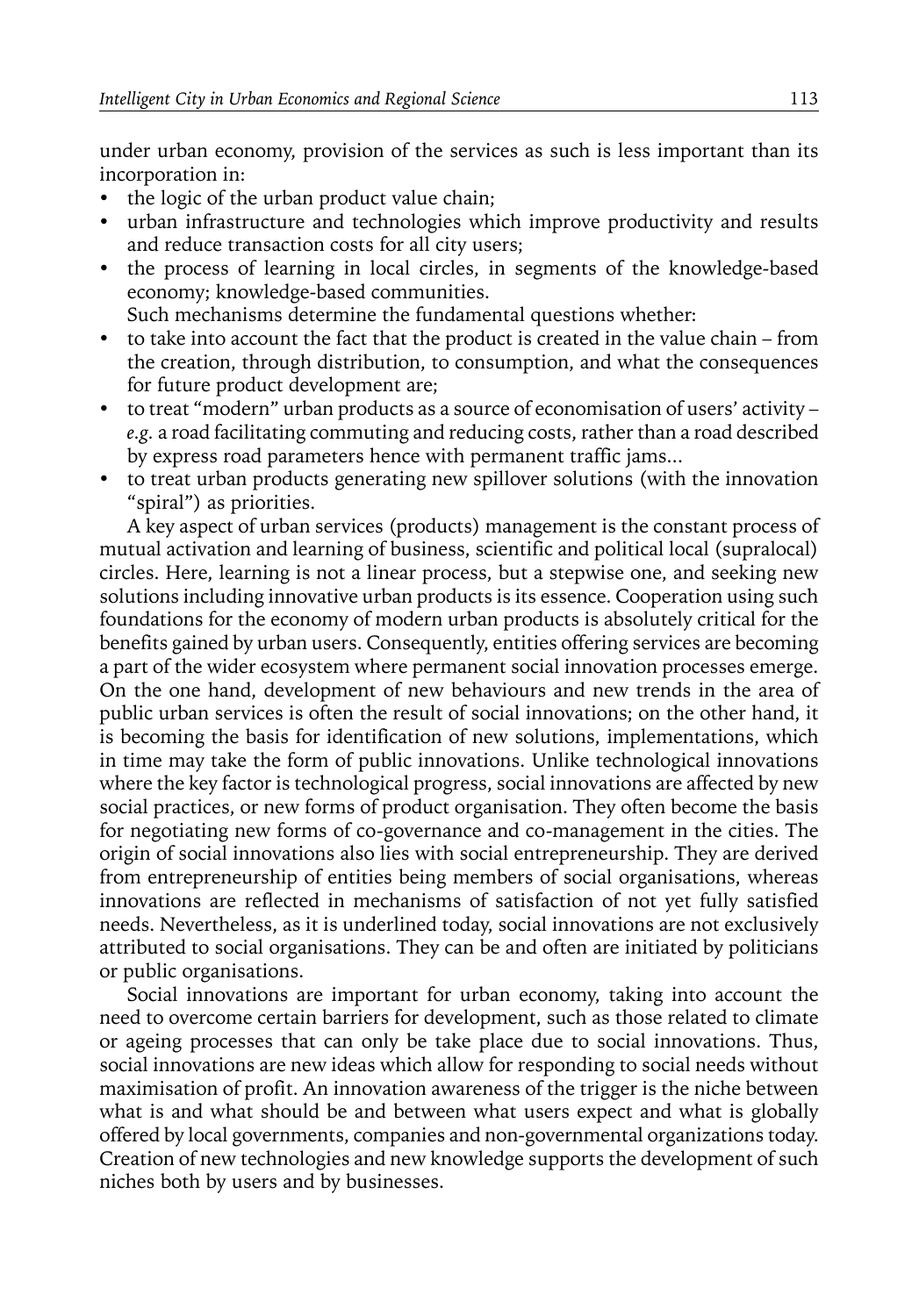under urban economy, provision of the services as such is less important than its incorporation in:

- the logic of the urban product value chain;
- urban infrastructure and technologies which improve productivity and results and reduce transaction costs for all city users;
- the process of learning in local circles, in segments of the knowledge-based economy; knowledge-based communities.

Such mechanisms determine the fundamental questions whether:

- to take into account the fact that the product is created in the value chain – from the creation, through distribution, to consumption, and what the consequences for future product development are;
- to treat "modern" urban products as a source of economisation of users' activity – *e.g.* a road facilitating commuting and reducing costs, rather than a road described by express road parameters hence with permanent traffic jams...
- to treat urban products generating new spillover solutions (with the innovation "spiral") as priorities.

A key aspect of urban services (products) management is the constant process of mutual activation and learning of business, scientific and political local (supralocal) circles. Here, learning is not a linear process, but a stepwise one, and seeking new solutions including innovative urban products is its essence. Cooperation using such foundations for the economy of modern urban products is absolutely critical for the benefits gained by urban users. Consequently, entities offering services are becoming a part of the wider ecosystem where permanent social innovation processes emerge. On the one hand, development of new behaviours and new trends in the area of public urban services is often the result of social innovations; on the other hand, it is becoming the basis for identification of new solutions, implementations, which in time may take the form of public innovations. Unlike technological innovations where the key factor is technological progress, social innovations are affected by new social practices, or new forms of product organisation. They often become the basis for negotiating new forms of co-governance and co-management in the cities. The origin of social innovations also lies with social entrepreneurship. They are derived from entrepreneurship of entities being members of social organisations, whereas innovations are reflected in mechanisms of satisfaction of not yet fully satisfied needs. Nevertheless, as it is underlined today, social innovations are not exclusively attributed to social organisations. They can be and often are initiated by politicians or public organisations.

Social innovations are important for urban economy, taking into account the need to overcome certain barriers for development, such as those related to climate or ageing processes that can only be take place due to social innovations. Thus, social innovations are new ideas which allow for responding to social needs without maximisation of profit. An innovation awareness of the trigger is the niche between what is and what should be and between what users expect and what is globally offered by local governments, companies and non-governmental organizations today. Creation of new technologies and new knowledge supports the development of such niches both by users and by businesses.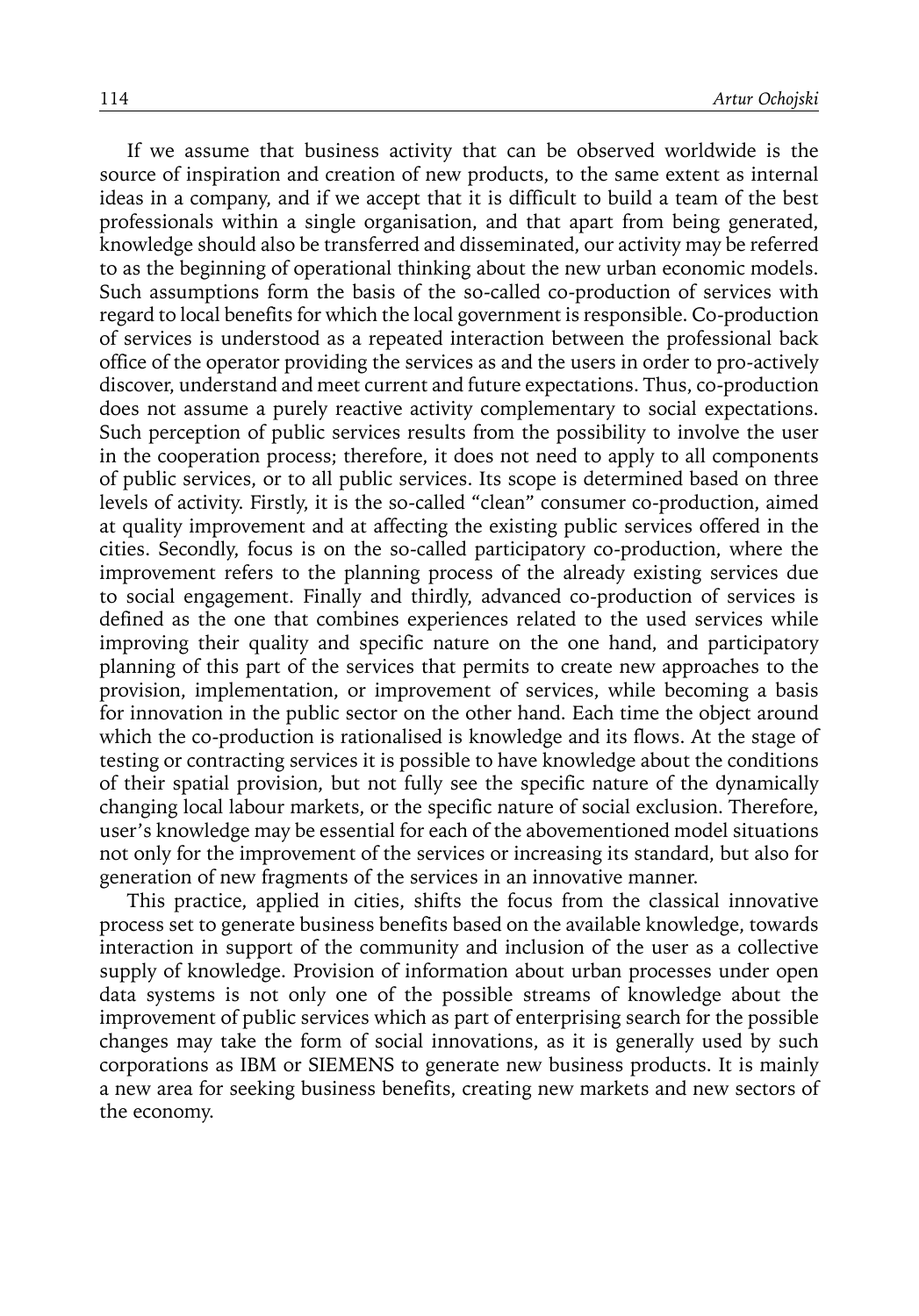If we assume that business activity that can be observed worldwide is the source of inspiration and creation of new products, to the same extent as internal ideas in a company, and if we accept that it is difficult to build a team of the best professionals within a single organisation, and that apart from being generated, knowledge should also be transferred and disseminated, our activity may be referred to as the beginning of operational thinking about the new urban economic models. Such assumptions form the basis of the so-called co-production of services with regard to local benefits for which the local government is responsible. Co-production of services is understood as a repeated interaction between the professional back office of the operator providing the services as and the users in order to pro-actively discover, understand and meet current and future expectations. Thus, co-production does not assume a purely reactive activity complementary to social expectations. Such perception of public services results from the possibility to involve the user in the cooperation process; therefore, it does not need to apply to all components of public services, or to all public services. Its scope is determined based on three levels of activity. Firstly, it is the so-called "clean" consumer co-production, aimed at quality improvement and at affecting the existing public services offered in the cities. Secondly, focus is on the so-called participatory co-production, where the improvement refers to the planning process of the already existing services due to social engagement. Finally and thirdly, advanced co-production of services is defined as the one that combines experiences related to the used services while improving their quality and specific nature on the one hand, and participatory planning of this part of the services that permits to create new approaches to the provision, implementation, or improvement of services, while becoming a basis for innovation in the public sector on the other hand. Each time the object around which the co-production is rationalised is knowledge and its flows. At the stage of testing or contracting services it is possible to have knowledge about the conditions of their spatial provision, but not fully see the specific nature of the dynamically changing local labour markets, or the specific nature of social exclusion. Therefore, user's knowledge may be essential for each of the abovementioned model situations not only for the improvement of the services or increasing its standard, but also for generation of new fragments of the services in an innovative manner.

This practice, applied in cities, shifts the focus from the classical innovative process set to generate business benefits based on the available knowledge, towards interaction in support of the community and inclusion of the user as a collective supply of knowledge. Provision of information about urban processes under open data systems is not only one of the possible streams of knowledge about the improvement of public services which as part of enterprising search for the possible changes may take the form of social innovations, as it is generally used by such corporations as IBM or SIEMENS to generate new business products. It is mainly a new area for seeking business benefits, creating new markets and new sectors of the economy.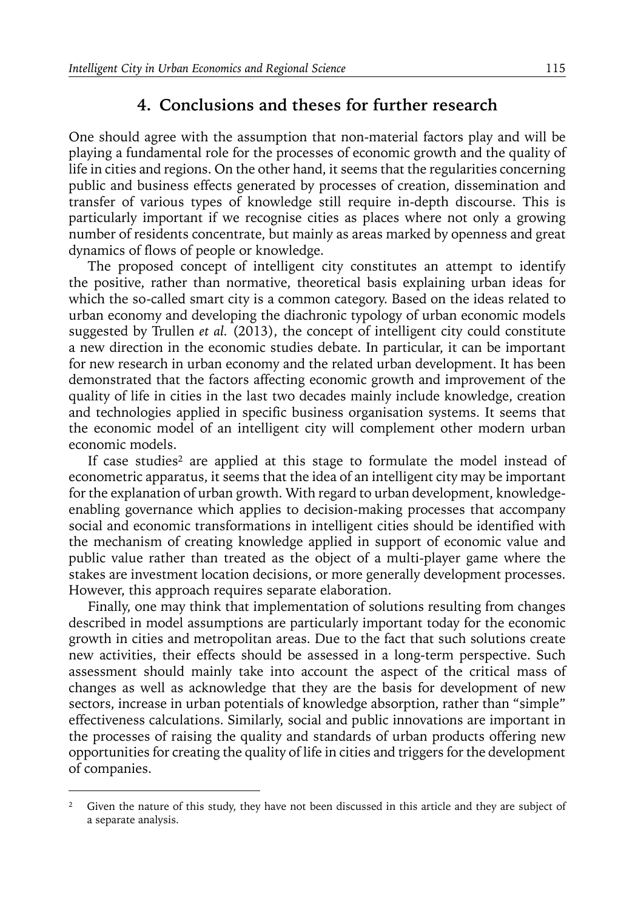## 4. Conclusions and theses for further research

One should agree with the assumption that non-material factors play and will be playing a fundamental role for the processes of economic growth and the quality of life in cities and regions. On the other hand, it seems that the regularities concerning public and business effects generated by processes of creation, dissemination and transfer of various types of knowledge still require in-depth discourse. This is particularly important if we recognise cities as places where not only a growing number of residents concentrate, but mainly as areas marked by openness and great dynamics of flows of people or knowledge.

The proposed concept of intelligent city constitutes an attempt to identify the positive, rather than normative, theoretical basis explaining urban ideas for which the so-called smart city is a common category. Based on the ideas related to urban economy and developing the diachronic typology of urban economic models suggested by Trullen *et al.* (2013), the concept of intelligent city could constitute a new direction in the economic studies debate. In particular, it can be important for new research in urban economy and the related urban development. It has been demonstrated that the factors affecting economic growth and improvement of the quality of life in cities in the last two decades mainly include knowledge, creation and technologies applied in specific business organisation systems. It seems that the economic model of an intelligent city will complement other modern urban economic models.

If case studies[2] are applied at this stage to formulate the model instead of econometric apparatus, it seems that the idea of an intelligent city may be important for the explanation of urban growth. With regard to urban development, knowledge-enabling governance which applies to decision-making processes that accompany social and economic transformations in intelligent cities should be identified with the mechanism of creating knowledge applied in support of economic value and public value rather than treated as the object of a multi-player game where the stakes are investment location decisions, or more generally development processes. However, this approach requires separate elaboration.

Finally, one may think that implementation of solutions resulting from changes described in model assumptions are particularly important today for the economic growth in cities and metropolitan areas. Due to the fact that such solutions create new activities, their effects should be assessed in a long-term perspective. Such assessment should mainly take into account the aspect of the critical mass of changes as well as acknowledge that they are the basis for development of new sectors, increase in urban potentials of knowledge absorption, rather than "simple" effectiveness calculations. Similarly, social and public innovations are important in the processes of raising the quality and standards of urban products offering new opportunities for creating the quality of life in cities and triggers for the development of companies.

---

[2] Given the nature of this study, they have not been discussed in this article and they are subject of a separate analysis.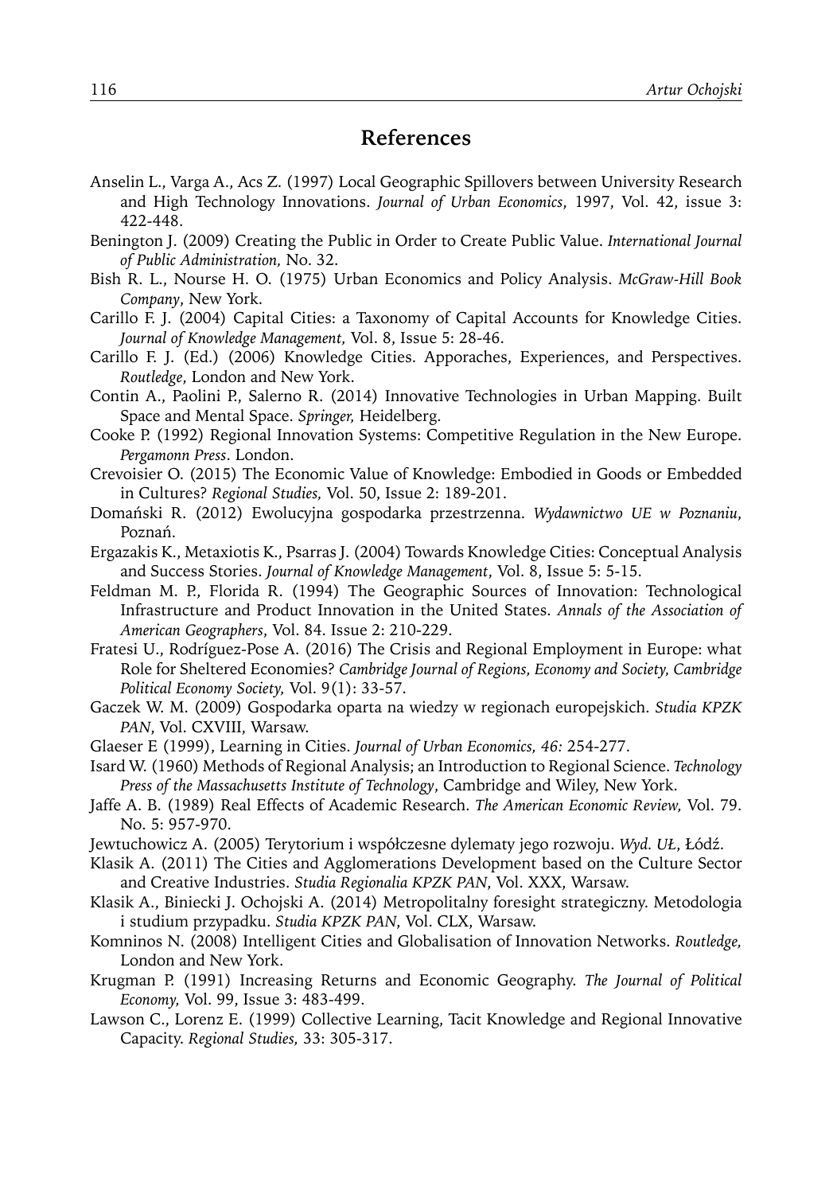## References

Anselin L., Varga A., Acs Z. (1997) Local Geographic Spillovers between University Research and High Technology Innovations. *Journal of Urban Economics*, 1997, Vol. 42, issue 3: 422-448.

Benington J. (2009) Creating the Public in Order to Create Public Value. *International Journal of Public Administration,* No. 32.

Bish R. L., Nourse H. O. (1975) Urban Economics and Policy Analysis. *McGraw-Hill Book Company*, New York.

Carillo F. J. (2004) Capital Cities: a Taxonomy of Capital Accounts for Knowledge Cities. *Journal of Knowledge Management,* Vol. 8, Issue 5: 28-46.

Carillo F. J. (Ed.) (2006) Knowledge Cities. Apporaches, Experiences, and Perspectives. *Routledge,* London and New York.

Contin A., Paolini P., Salerno R. (2014) Innovative Technologies in Urban Mapping. Built Space and Mental Space. *Springer,* Heidelberg.

Cooke P. (1992) Regional Innovation Systems: Competitive Regulation in the New Europe. *Pergamonn Press*. London.

Crevoisier O. (2015) The Economic Value of Knowledge: Embodied in Goods or Embedded in Cultures? *Regional Studies,* Vol. 50, Issue 2: 189-201.

Domański R. (2012) Ewolucyjna gospodarka przestrzenna. *Wydawnictwo UE w Poznaniu*, Poznań.

Ergazakis K., Metaxiotis K., Psarras J. (2004) Towards Knowledge Cities: Conceptual Analysis and Success Stories. *Journal of Knowledge Management*, Vol. 8, Issue 5: 5-15.

Feldman M. P., Florida R. (1994) The Geographic Sources of Innovation: Technological Infrastructure and Product Innovation in the United States. *Annals of the Association of American Geographers*, Vol. 84. Issue 2: 210-229.

Fratesi U., Rodríguez-Pose A. (2016) The Crisis and Regional Employment in Europe: what Role for Sheltered Economies? *Cambridge Journal of Regions, Economy and Society, Cambridge Political Economy Society,* Vol. 9(1): 33-57.

Gaczek W. M. (2009) Gospodarka oparta na wiedzy w regionach europejskich. *Studia KPZK PAN*, Vol. CXVIII, Warsaw.

Glaeser E (1999), Learning in Cities. *Journal of Urban Economics, 46:* 254-277.

Isard W. (1960) Methods of Regional Analysis; an Introduction to Regional Science. *Technology Press of the Massachusetts Institute of Technology*, Cambridge and Wiley, New York.

Jaffe A. B. (1989) Real Effects of Academic Research. *The American Economic Review,* Vol. 79. No. 5: 957-970.

Jewtuchowicz A. (2005) Terytorium i współczesne dylematy jego rozwoju. *Wyd. UŁ*, Łódź.

Klasik A. (2011) The Cities and Agglomerations Development based on the Culture Sector and Creative Industries. *Studia Regionalia KPZK PAN*, Vol. XXX, Warsaw.

Klasik A., Biniecki J. Ochojski A. (2014) Metropolitalny foresight strategiczny. Metodologia i studium przypadku. *Studia KPZK PAN*, Vol. CLX, Warsaw.

Komninos N. (2008) Intelligent Cities and Globalisation of Innovation Networks. *Routledge,* London and New York.

Krugman P. (1991) Increasing Returns and Economic Geography. *The Journal of Political Economy,* Vol. 99, Issue 3: 483-499.

Lawson C., Lorenz E. (1999) Collective Learning, Tacit Knowledge and Regional Innovative Capacity. *Regional Studies,* 33: 305-317.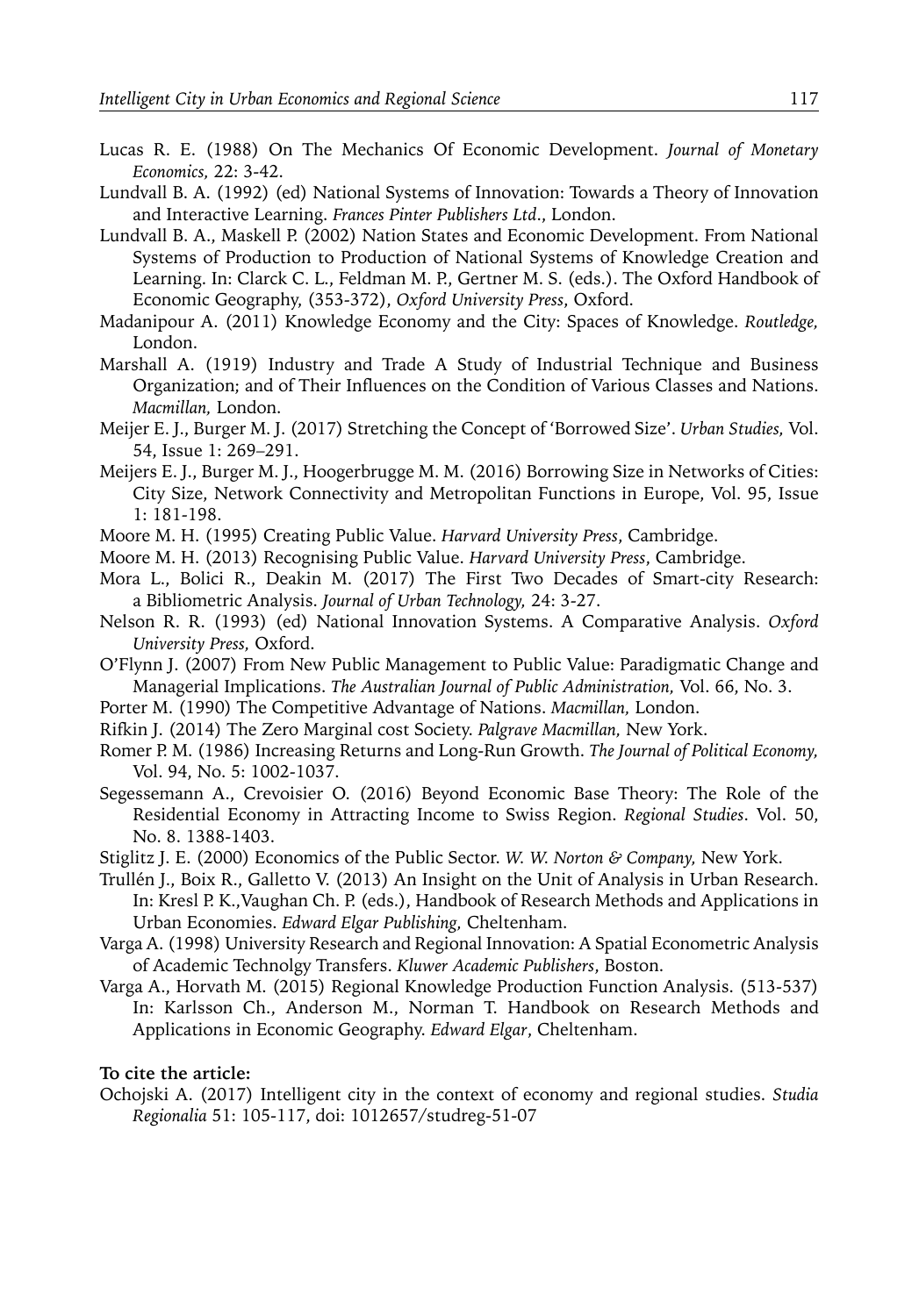Lucas R. E. (1988) On The Mechanics Of Economic Development. *Journal of Monetary Economics,* 22: 3-42.

Lundvall B. A. (1992) (ed) National Systems of Innovation: Towards a Theory of Innovation and Interactive Learning. *Frances Pinter Publishers Ltd*., London.

Lundvall B. A., Maskell P. (2002) Nation States and Economic Development. From National Systems of Production to Production of National Systems of Knowledge Creation and Learning. In: Clarck C. L., Feldman M. P., Gertner M. S. (eds.). The Oxford Handbook of Economic Geography, (353-372), *Oxford University Press*, Oxford.

Madanipour A. (2011) Knowledge Economy and the City: Spaces of Knowledge. *Routledge,* London.

Marshall A. (1919) Industry and Trade A Study of Industrial Technique and Business Organization; and of Their Influences on the Condition of Various Classes and Nations. *Macmillan,* London.

Meijer E. J., Burger M. J. (2017) Stretching the Concept of 'Borrowed Size'. *Urban Studies,* Vol. 54, Issue 1: 269–291.

Meijers E. J., Burger M. J., Hoogerbrugge M. M. (2016) Borrowing Size in Networks of Cities: City Size, Network Connectivity and Metropolitan Functions in Europe, Vol. 95, Issue 1: 181-198.

Moore M. H. (1995) Creating Public Value. *Harvard University Press*, Cambridge.

Moore M. H. (2013) Recognising Public Value. *Harvard University Press*, Cambridge.

Mora L., Bolici R., Deakin M. (2017) The First Two Decades of Smart-city Research: a Bibliometric Analysis. *Journal of Urban Technology,* 24: 3-27.

Nelson R. R. (1993) (ed) National Innovation Systems. A Comparative Analysis. *Oxford University Press,* Oxford.

O'Flynn J. (2007) From New Public Management to Public Value: Paradigmatic Change and Managerial Implications. *The Australian Journal of Public Administration,* Vol. 66, No. 3.

Porter M. (1990) The Competitive Advantage of Nations. *Macmillan,* London.

Rifkin J. (2014) The Zero Marginal cost Society. *Palgrave Macmillan,* New York.

Romer P. M. (1986) Increasing Returns and Long-Run Growth. *The Journal of Political Economy,* Vol. 94, No. 5: 1002-1037.

Segessemann A., Crevoisier O. (2016) Beyond Economic Base Theory: The Role of the Residential Economy in Attracting Income to Swiss Region. *Regional Studies*. Vol. 50, No. 8. 1388-1403.

Stiglitz J. E. (2000) Economics of the Public Sector. *W. W. Norton & Company,* New York.

Trullén J., Boix R., Galletto V. (2013) An Insight on the Unit of Analysis in Urban Research. In: Kresl P. K.,Vaughan Ch. P. (eds.), Handbook of Research Methods and Applications in Urban Economies. *Edward Elgar Publishing,* Cheltenham.

Varga A. (1998) University Research and Regional Innovation: A Spatial Econometric Analysis of Academic Technolgy Transfers. *Kluwer Academic Publishers*, Boston.

Varga A., Horvath M. (2015) Regional Knowledge Production Function Analysis. (513-537) In: Karlsson Ch., Anderson M., Norman T. Handbook on Research Methods and Applications in Economic Geography. *Edward Elgar*, Cheltenham.

**To cite the article:**

Ochojski A. (2017) Intelligent city in the context of economy and regional studies. *Studia Regionalia* 51: 105-117, doi: 1012657/studreg-51-07